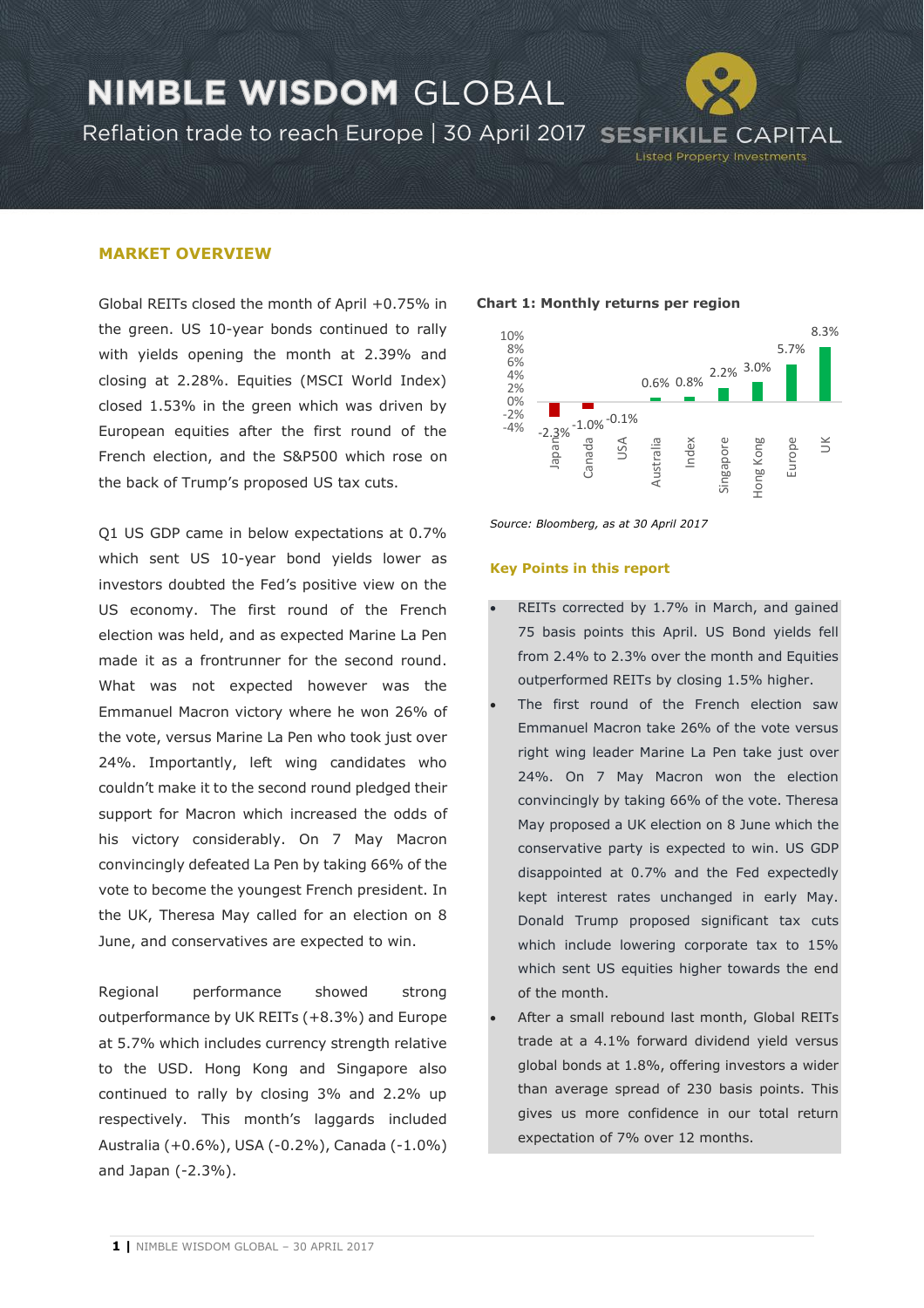# NIMBLE WISDOM GLOBAL

Reflation trade to reach Europe | 30 April 2017

SESFIKILE CAPITAL
Listed Property Investments

## MARKET OVERVIEW

Global REITs closed the month of April +0.75% in the green. US 10-year bonds continued to rally with yields opening the month at 2.39% and closing at 2.28%. Equities (MSCI World Index) closed 1.53% in the green which was driven by European equities after the first round of the French election, and the S&P500 which rose on the back of Trump's proposed US tax cuts.

Q1 US GDP came in below expectations at 0.7% which sent US 10-year bond yields lower as investors doubted the Fed's positive view on the US economy. The first round of the French election was held, and as expected Marine La Pen made it as a frontrunner for the second round. What was not expected however was the Emmanuel Macron victory where he won 26% of the vote, versus Marine La Pen who took just over 24%. Importantly, left wing candidates who couldn't make it to the second round pledged their support for Macron which increased the odds of his victory considerably. On 7 May Macron convincingly defeated La Pen by taking 66% of the vote to become the youngest French president. In the UK, Theresa May called for an election on 8 June, and conservatives are expected to win.

Regional performance showed strong outperformance by UK REITs (+8.3%) and Europe at 5.7% which includes currency strength relative to the USD. Hong Kong and Singapore also continued to rally by closing 3% and 2.2% up respectively. This month's laggards included Australia (+0.6%), USA (-0.2%), Canada (-1.0%) and Japan (-2.3%).

**Chart 1: Monthly returns per region**

| Region | Return |
|---|---|
| Japan | -2.3% |
| Canada | -1.0% |
| USA | -0.1% |
| Australia | 0.6% |
| Index | 0.8% |
| Singapore | 2.2% |
| Hong Kong | 3.0% |
| Europe | 5.7% |
| UK | 8.3% |

*Source: Bloomberg, as at 30 April 2017*

### Key Points in this report

- REITs corrected by 1.7% in March, and gained 75 basis points this April. US Bond yields fell from 2.4% to 2.3% over the month and Equities outperformed REITs by closing 1.5% higher.
- The first round of the French election saw Emmanuel Macron take 26% of the vote versus right wing leader Marine La Pen take just over 24%. On 7 May Macron won the election convincingly by taking 66% of the vote. Theresa May proposed a UK election on 8 June which the conservative party is expected to win. US GDP disappointed at 0.7% and the Fed expectedly kept interest rates unchanged in early May. Donald Trump proposed significant tax cuts which include lowering corporate tax to 15% which sent US equities higher towards the end of the month.
- After a small rebound last month, Global REITs trade at a 4.1% forward dividend yield versus global bonds at 1.8%, offering investors a wider than average spread of 230 basis points. This gives us more confidence in our total return expectation of 7% over 12 months.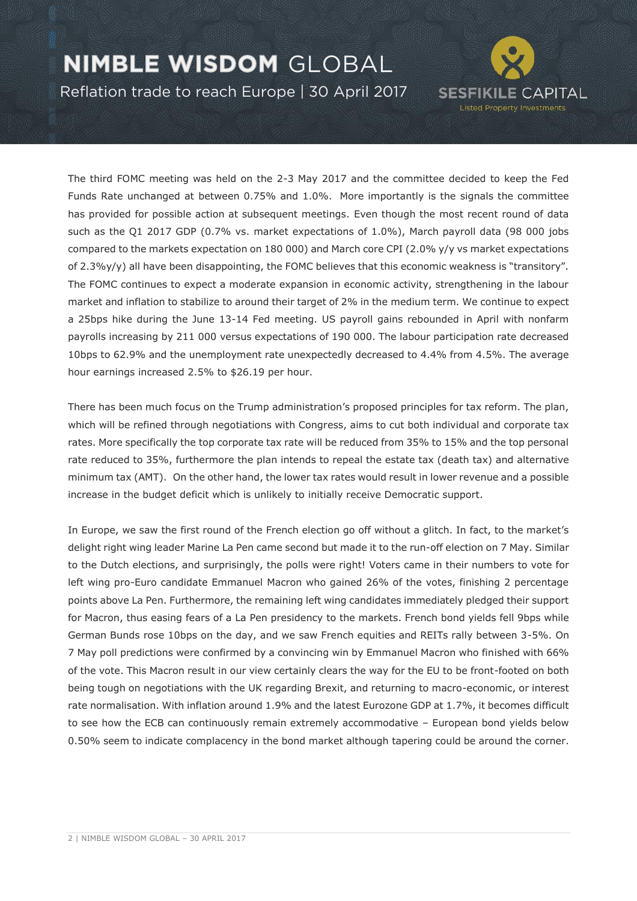The third FOMC meeting was held on the 2-3 May 2017 and the committee decided to keep the Fed Funds Rate unchanged at between 0.75% and 1.0%. More importantly is the signals the committee has provided for possible action at subsequent meetings. Even though the most recent round of data such as the Q1 2017 GDP (0.7% vs. market expectations of 1.0%), March payroll data (98 000 jobs compared to the markets expectation on 180 000) and March core CPI (2.0% y/y vs market expectations of 2.3%y/y) all have been disappointing, the FOMC believes that this economic weakness is "transitory". The FOMC continues to expect a moderate expansion in economic activity, strengthening in the labour market and inflation to stabilize to around their target of 2% in the medium term. We continue to expect a 25bps hike during the June 13-14 Fed meeting. US payroll gains rebounded in April with nonfarm payrolls increasing by 211 000 versus expectations of 190 000. The labour participation rate decreased 10bps to 62.9% and the unemployment rate unexpectedly decreased to 4.4% from 4.5%. The average hour earnings increased 2.5% to $26.19 per hour.

There has been much focus on the Trump administration's proposed principles for tax reform. The plan, which will be refined through negotiations with Congress, aims to cut both individual and corporate tax rates. More specifically the top corporate tax rate will be reduced from 35% to 15% and the top personal rate reduced to 35%, furthermore the plan intends to repeal the estate tax (death tax) and alternative minimum tax (AMT). On the other hand, the lower tax rates would result in lower revenue and a possible increase in the budget deficit which is unlikely to initially receive Democratic support.

In Europe, we saw the first round of the French election go off without a glitch. In fact, to the market's delight right wing leader Marine La Pen came second but made it to the run-off election on 7 May. Similar to the Dutch elections, and surprisingly, the polls were right! Voters came in their numbers to vote for left wing pro-Euro candidate Emmanuel Macron who gained 26% of the votes, finishing 2 percentage points above La Pen. Furthermore, the remaining left wing candidates immediately pledged their support for Macron, thus easing fears of a La Pen presidency to the markets. French bond yields fell 9bps while German Bunds rose 10bps on the day, and we saw French equities and REITs rally between 3-5%. On 7 May poll predictions were confirmed by a convincing win by Emmanuel Macron who finished with 66% of the vote. This Macron result in our view certainly clears the way for the EU to be front-footed on both being tough on negotiations with the UK regarding Brexit, and returning to macro-economic, or interest rate normalisation. With inflation around 1.9% and the latest Eurozone GDP at 1.7%, it becomes difficult to see how the ECB can continuously remain extremely accommodative – European bond yields below 0.50% seem to indicate complacency in the bond market although tapering could be around the corner.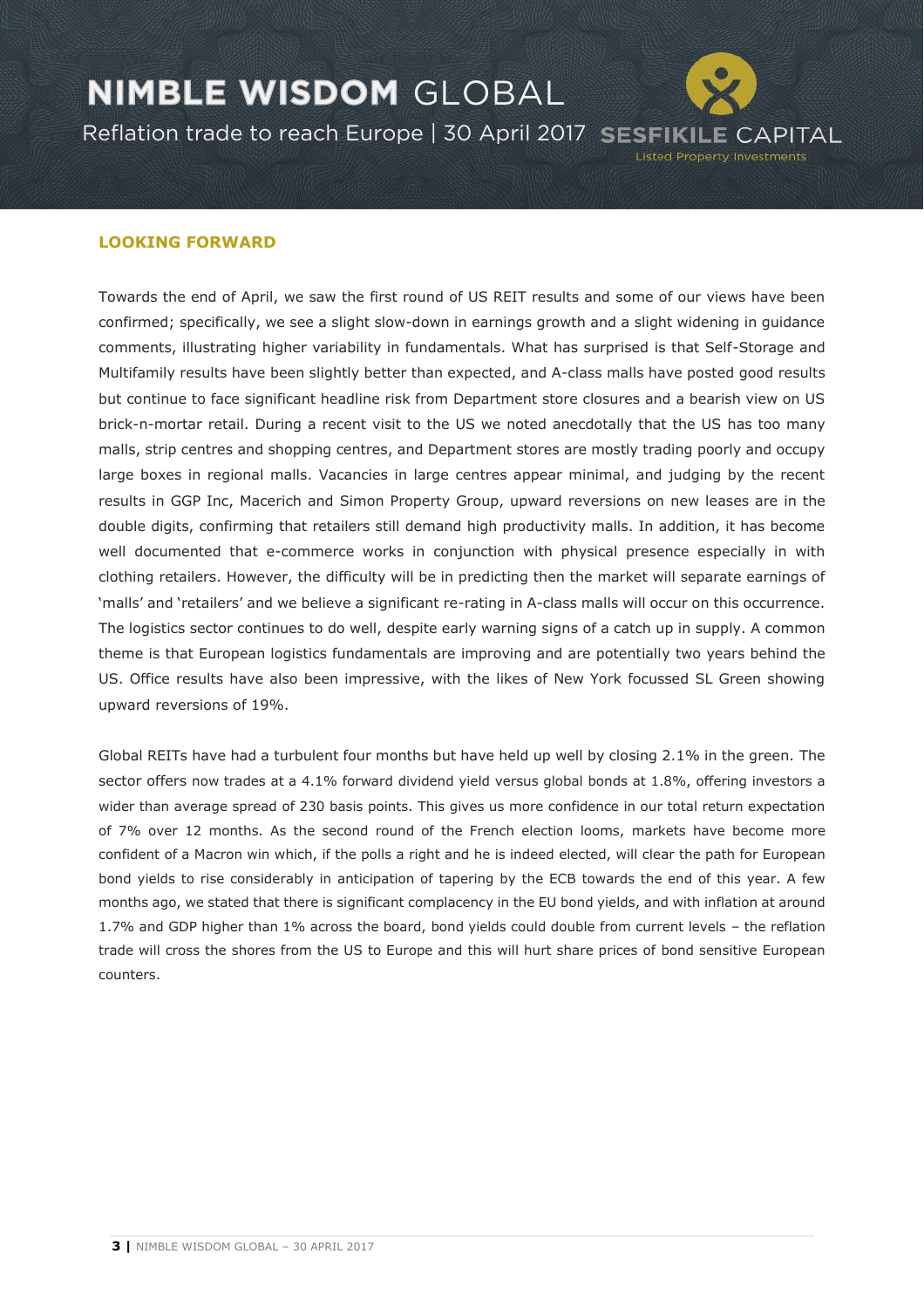## LOOKING FORWARD

Towards the end of April, we saw the first round of US REIT results and some of our views have been confirmed; specifically, we see a slight slow-down in earnings growth and a slight widening in guidance comments, illustrating higher variability in fundamentals. What has surprised is that Self-Storage and Multifamily results have been slightly better than expected, and A-class malls have posted good results but continue to face significant headline risk from Department store closures and a bearish view on US brick-n-mortar retail. During a recent visit to the US we noted anecdotally that the US has too many malls, strip centres and shopping centres, and Department stores are mostly trading poorly and occupy large boxes in regional malls. Vacancies in large centres appear minimal, and judging by the recent results in GGP Inc, Macerich and Simon Property Group, upward reversions on new leases are in the double digits, confirming that retailers still demand high productivity malls. In addition, it has become well documented that e-commerce works in conjunction with physical presence especially in with clothing retailers. However, the difficulty will be in predicting then the market will separate earnings of 'malls' and 'retailers' and we believe a significant re-rating in A-class malls will occur on this occurrence. The logistics sector continues to do well, despite early warning signs of a catch up in supply. A common theme is that European logistics fundamentals are improving and are potentially two years behind the US. Office results have also been impressive, with the likes of New York focussed SL Green showing upward reversions of 19%.

Global REITs have had a turbulent four months but have held up well by closing 2.1% in the green. The sector offers now trades at a 4.1% forward dividend yield versus global bonds at 1.8%, offering investors a wider than average spread of 230 basis points. This gives us more confidence in our total return expectation of 7% over 12 months. As the second round of the French election looms, markets have become more confident of a Macron win which, if the polls a right and he is indeed elected, will clear the path for European bond yields to rise considerably in anticipation of tapering by the ECB towards the end of this year. A few months ago, we stated that there is significant complacency in the EU bond yields, and with inflation at around 1.7% and GDP higher than 1% across the board, bond yields could double from current levels – the reflation trade will cross the shores from the US to Europe and this will hurt share prices of bond sensitive European counters.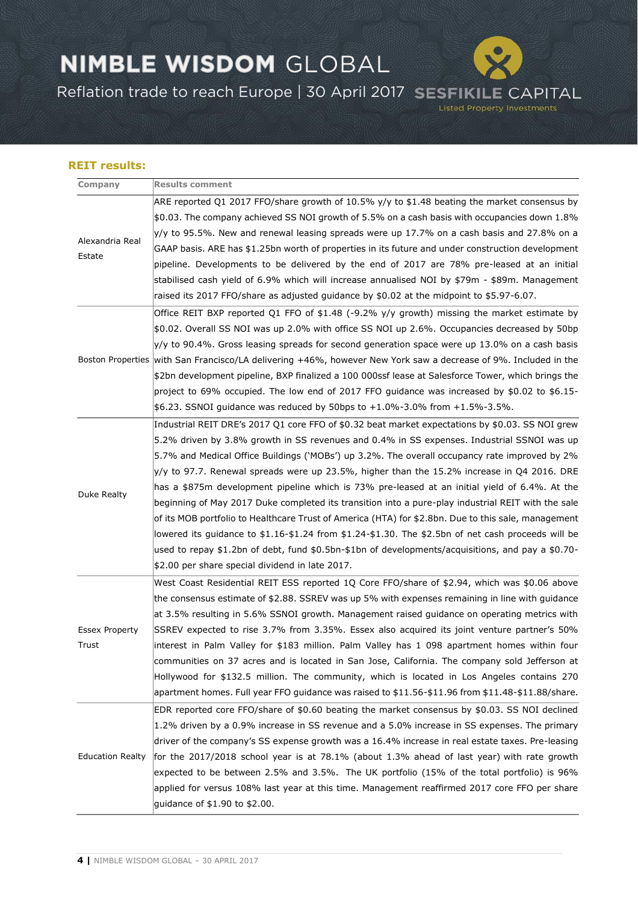**REIT results:**

| Company | Results comment |
|---|---|
| Alexandria Real Estate | ARE reported Q1 2017 FFO/share growth of 10.5% y/y to $1.48 beating the market consensus by $0.03. The company achieved SS NOI growth of 5.5% on a cash basis with occupancies down 1.8% y/y to 95.5%. New and renewal leasing spreads were up 17.7% on a cash basis and 27.8% on a GAAP basis. ARE has $1.25bn worth of properties in its future and under construction development pipeline. Developments to be delivered by the end of 2017 are 78% pre-leased at an initial stabilised cash yield of 6.9% which will increase annualised NOI by $79m - $89m. Management raised its 2017 FFO/share as adjusted guidance by $0.02 at the midpoint to $5.97-6.07. |
| Boston Properties | Office REIT BXP reported Q1 FFO of $1.48 (-9.2% y/y growth) missing the market estimate by $0.02. Overall SS NOI was up 2.0% with office SS NOI up 2.6%. Occupancies decreased by 50bp y/y to 90.4%. Gross leasing spreads for second generation space were up 13.0% on a cash basis with San Francisco/LA delivering +46%, however New York saw a decrease of 9%. Included in the $2bn development pipeline, BXP finalized a 100 000ssf lease at Salesforce Tower, which brings the project to 69% occupied. The low end of 2017 FFO guidance was increased by $0.02 to $6.15-$6.23. SSNOI guidance was reduced by 50bps to +1.0%-3.0% from +1.5%-3.5%. |
| Duke Realty | Industrial REIT DRE's 2017 Q1 core FFO of $0.32 beat market expectations by $0.03. SS NOI grew 5.2% driven by 3.8% growth in SS revenues and 0.4% in SS expenses. Industrial SSNOI was up 5.7% and Medical Office Buildings ('MOBs') up 3.2%. The overall occupancy rate improved by 2% y/y to 97.7. Renewal spreads were up 23.5%, higher than the 15.2% increase in Q4 2016. DRE has a $875m development pipeline which is 73% pre-leased at an initial yield of 6.4%. At the beginning of May 2017 Duke completed its transition into a pure-play industrial REIT with the sale of its MOB portfolio to Healthcare Trust of America (HTA) for $2.8bn. Due to this sale, management lowered its guidance to $1.16-$1.24 from $1.24-$1.30. The $2.5bn of net cash proceeds will be used to repay $1.2bn of debt, fund $0.5bn-$1bn of developments/acquisitions, and pay a $0.70-$2.00 per share special dividend in late 2017. |
| Essex Property Trust | West Coast Residential REIT ESS reported 1Q Core FFO/share of $2.94, which was $0.06 above the consensus estimate of $2.88. SSREV was up 5% with expenses remaining in line with guidance at 3.5% resulting in 5.6% SSNOI growth. Management raised guidance on operating metrics with SSREV expected to rise 3.7% from 3.35%. Essex also acquired its joint venture partner's 50% interest in Palm Valley for $183 million. Palm Valley has 1 098 apartment homes within four communities on 37 acres and is located in San Jose, California. The company sold Jefferson at Hollywood for $132.5 million. The community, which is located in Los Angeles contains 270 apartment homes. Full year FFO guidance was raised to $11.56-$11.96 from $11.48-$11.88/share. |
| Education Realty | EDR reported core FFO/share of $0.60 beating the market consensus by $0.03. SS NOI declined 1.2% driven by a 0.9% increase in SS revenue and a 5.0% increase in SS expenses. The primary driver of the company's SS expense growth was a 16.4% increase in real estate taxes. Pre-leasing for the 2017/2018 school year is at 78.1% (about 1.3% ahead of last year) with rate growth expected to be between 2.5% and 3.5%. The UK portfolio (15% of the total portfolio) is 96% applied for versus 108% last year at this time. Management reaffirmed 2017 core FFO per share guidance of $1.90 to $2.00. |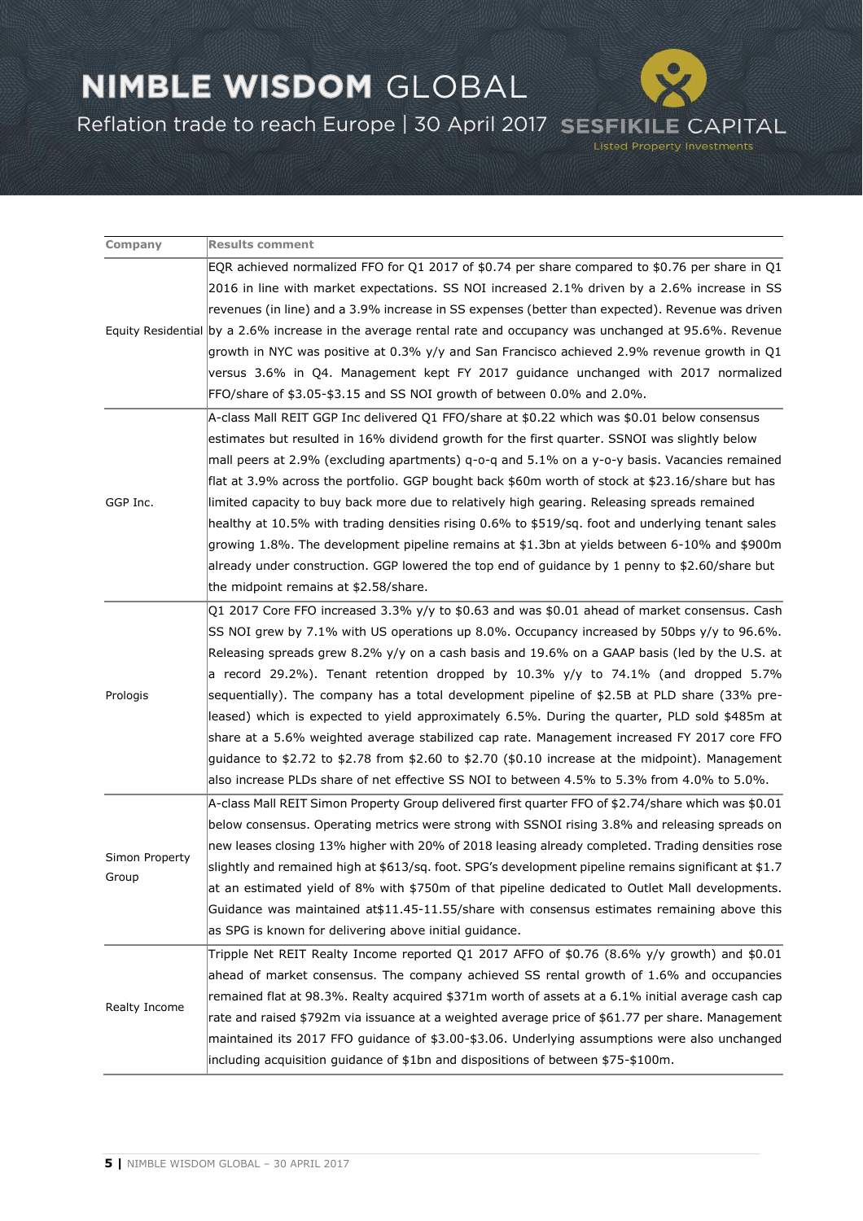| Company | Results comment |
|---|---|
| Equity Residential | EQR achieved normalized FFO for Q1 2017 of $0.74 per share compared to $0.76 per share in Q1 2016 in line with market expectations. SS NOI increased 2.1% driven by a 2.6% increase in SS revenues (in line) and a 3.9% increase in SS expenses (better than expected). Revenue was driven by a 2.6% increase in the average rental rate and occupancy was unchanged at 95.6%. Revenue growth in NYC was positive at 0.3% y/y and San Francisco achieved 2.9% revenue growth in Q1 versus 3.6% in Q4. Management kept FY 2017 guidance unchanged with 2017 normalized FFO/share of $3.05-$3.15 and SS NOI growth of between 0.0% and 2.0%. |
| GGP Inc. | A-class Mall REIT GGP Inc delivered Q1 FFO/share at $0.22 which was $0.01 below consensus estimates but resulted in 16% dividend growth for the first quarter. SSNOI was slightly below mall peers at 2.9% (excluding apartments) q-o-q and 5.1% on a y-o-y basis. Vacancies remained flat at 3.9% across the portfolio. GGP bought back $60m worth of stock at $23.16/share but has limited capacity to buy back more due to relatively high gearing. Releasing spreads remained healthy at 10.5% with trading densities rising 0.6% to $519/sq. foot and underlying tenant sales growing 1.8%. The development pipeline remains at $1.3bn at yields between 6-10% and $900m already under construction. GGP lowered the top end of guidance by 1 penny to $2.60/share but the midpoint remains at $2.58/share. |
| Prologis | Q1 2017 Core FFO increased 3.3% y/y to $0.63 and was $0.01 ahead of market consensus. Cash SS NOI grew by 7.1% with US operations up 8.0%. Occupancy increased by 50bps y/y to 96.6%. Releasing spreads grew 8.2% y/y on a cash basis and 19.6% on a GAAP basis (led by the U.S. at a record 29.2%). Tenant retention dropped by 10.3% y/y to 74.1% (and dropped 5.7% sequentially). The company has a total development pipeline of $2.5B at PLD share (33% pre-leased) which is expected to yield approximately 6.5%. During the quarter, PLD sold $485m at share at a 5.6% weighted average stabilized cap rate. Management increased FY 2017 core FFO guidance to $2.72 to $2.78 from $2.60 to $2.70 ($0.10 increase at the midpoint). Management also increase PLDs share of net effective SS NOI to between 4.5% to 5.3% from 4.0% to 5.0%. |
| Simon Property Group | A-class Mall REIT Simon Property Group delivered first quarter FFO of $2.74/share which was $0.01 below consensus. Operating metrics were strong with SSNOI rising 3.8% and releasing spreads on new leases closing 13% higher with 20% of 2018 leasing already completed. Trading densities rose slightly and remained high at $613/sq. foot. SPG's development pipeline remains significant at $1.7 at an estimated yield of 8% with $750m of that pipeline dedicated to Outlet Mall developments. Guidance was maintained at$11.45-11.55/share with consensus estimates remaining above this as SPG is known for delivering above initial guidance. |
| Realty Income | Tripple Net REIT Realty Income reported Q1 2017 AFFO of $0.76 (8.6% y/y growth) and $0.01 ahead of market consensus. The company achieved SS rental growth of 1.6% and occupancies remained flat at 98.3%. Realty acquired $371m worth of assets at a 6.1% initial average cash cap rate and raised $792m via issuance at a weighted average price of $61.77 per share. Management maintained its 2017 FFO guidance of $3.00-$3.06. Underlying assumptions were also unchanged including acquisition guidance of $1bn and dispositions of between $75-$100m. |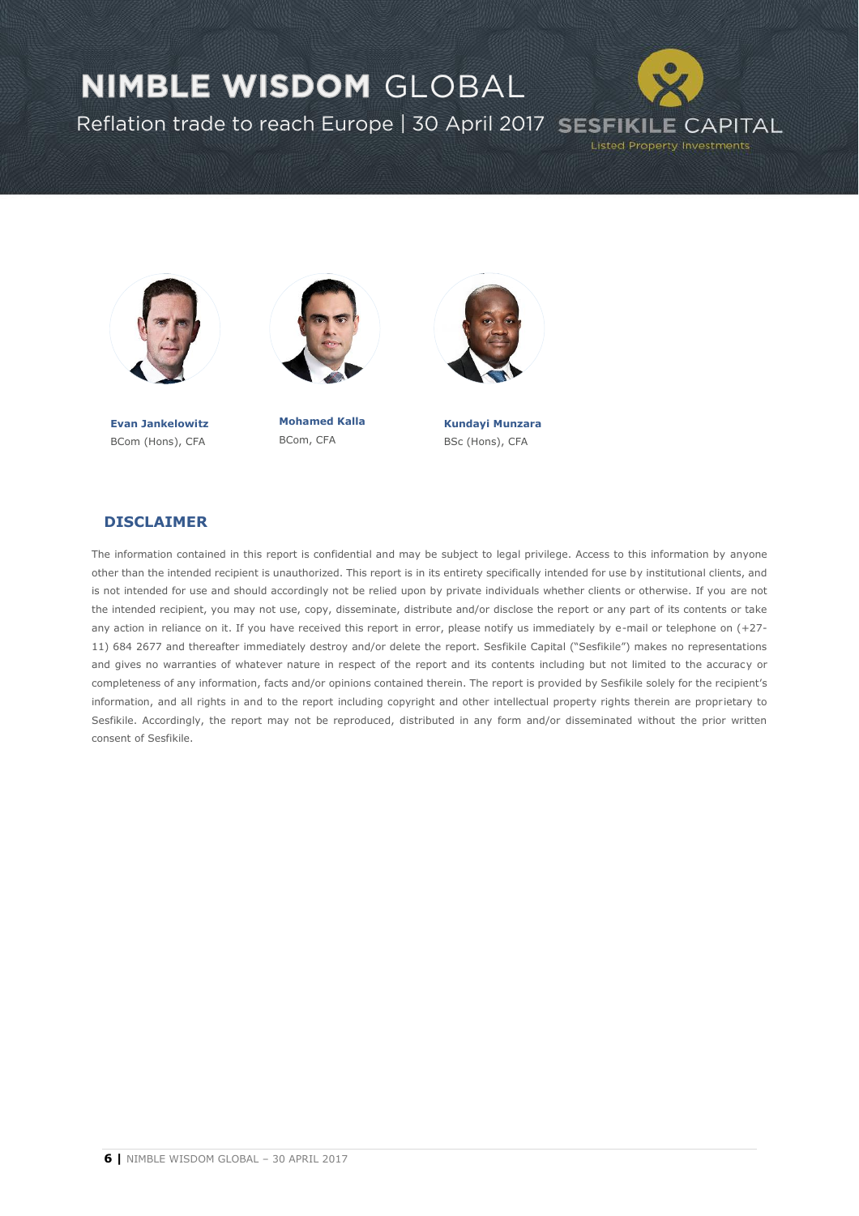**Evan Jankelowitz**
BCom (Hons), CFA

**Mohamed Kalla**
BCom, CFA

**Kundayi Munzara**
BSc (Hons), CFA

## DISCLAIMER

The information contained in this report is confidential and may be subject to legal privilege. Access to this information by anyone other than the intended recipient is unauthorized. This report is in its entirety specifically intended for use by institutional clients, and is not intended for use and should accordingly not be relied upon by private individuals whether clients or otherwise. If you are not the intended recipient, you may not use, copy, disseminate, distribute and/or disclose the report or any part of its contents or take any action in reliance on it. If you have received this report in error, please notify us immediately by e-mail or telephone on (+27-11) 684 2677 and thereafter immediately destroy and/or delete the report. Sesfikile Capital ("Sesfikile") makes no representations and gives no warranties of whatever nature in respect of the report and its contents including but not limited to the accuracy or completeness of any information, facts and/or opinions contained therein. The report is provided by Sesfikile solely for the recipient's information, and all rights in and to the report including copyright and other intellectual property rights therein are proprietary to Sesfikile. Accordingly, the report may not be reproduced, distributed in any form and/or disseminated without the prior written consent of Sesfikile.